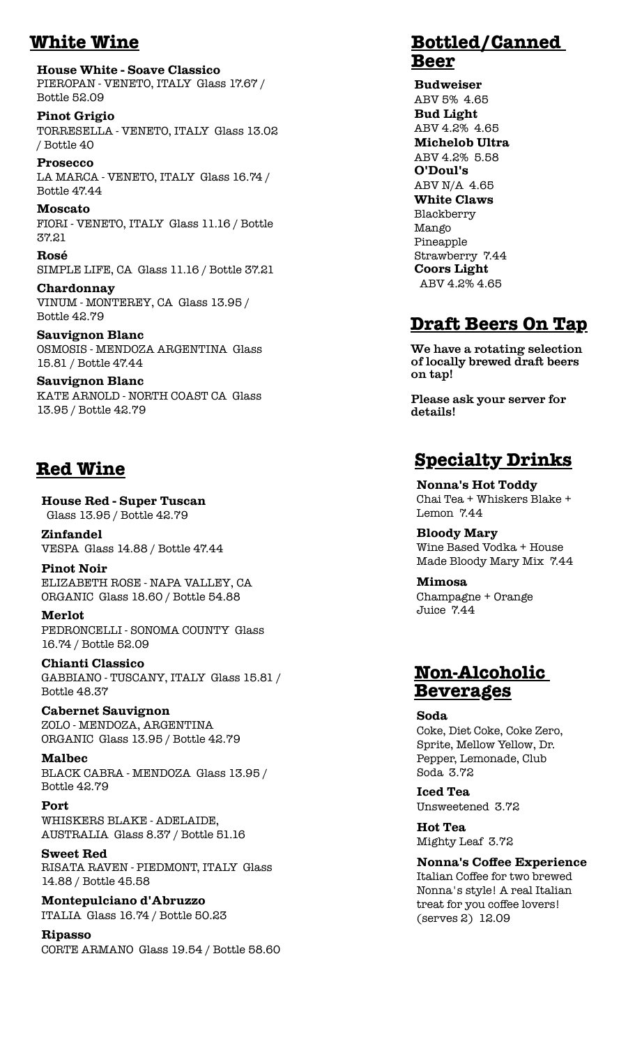## White Wine

**House White - Soave Classico**
PIEROPAN - VENETO, ITALY Glass 17.67 / Bottle 52.09

**Pinot Grigio**
TORRESELLA - VENETO, ITALY Glass 13.02 / Bottle 40

**Prosecco**
LA MARCA - VENETO, ITALY Glass 16.74 / Bottle 47.44

**Moscato**
FIORI - VENETO, ITALY Glass 11.16 / Bottle 37.21

**Rosé**
SIMPLE LIFE, CA Glass 11.16 / Bottle 37.21

**Chardonnay**
VINUM - MONTEREY, CA Glass 13.95 / Bottle 42.79

**Sauvignon Blanc**
OSMOSIS - MENDOZA ARGENTINA Glass 15.81 / Bottle 47.44

**Sauvignon Blanc**
KATE ARNOLD - NORTH COAST CA Glass 13.95 / Bottle 42.79

## Red Wine

**House Red - Super Tuscan**
Glass 13.95 / Bottle 42.79

**Zinfandel**
VESPA Glass 14.88 / Bottle 47.44

**Pinot Noir**
ELIZABETH ROSE - NAPA VALLEY, CA ORGANIC Glass 18.60 / Bottle 54.88

**Merlot**
PEDRONCELLI - SONOMA COUNTY Glass 16.74 / Bottle 52.09

**Chianti Classico**
GABBIANO - TUSCANY, ITALY Glass 15.81 / Bottle 48.37

**Cabernet Sauvignon**
ZOLO - MENDOZA, ARGENTINA ORGANIC Glass 13.95 / Bottle 42.79

**Malbec**
BLACK CABRA - MENDOZA Glass 13.95 / Bottle 42.79

**Port**
WHISKERS BLAKE - ADELAIDE, AUSTRALIA Glass 8.37 / Bottle 51.16

**Sweet Red**
RISATA RAVEN - PIEDMONT, ITALY Glass 14.88 / Bottle 45.58

**Montepulciano d'Abruzzo**
ITALIA Glass 16.74 / Bottle 50.23

**Ripasso**
CORTE ARMANO Glass 19.54 / Bottle 58.60

## Bottled/Canned Beer

**Budweiser**
ABV 5% 4.65

**Bud Light**
ABV 4.2% 4.65

**Michelob Ultra**
ABV 4.2% 5.58

**O'Doul's**
ABV N/A 4.65

**White Claws**
Blackberry
Mango
Pineapple
Strawberry 7.44

**Coors Light**
ABV 4.2% 4.65

## Draft Beers On Tap

**We have a rotating selection of locally brewed draft beers on tap!**

**Please ask your server for details!**

## Specialty Drinks

**Nonna's Hot Toddy**
Chai Tea + Whiskers Blake + Lemon 7.44

**Bloody Mary**
Wine Based Vodka + House Made Bloody Mary Mix 7.44

**Mimosa**
Champagne + Orange Juice 7.44

## Non-Alcoholic Beverages

**Soda**
Coke, Diet Coke, Coke Zero, Sprite, Mellow Yellow, Dr. Pepper, Lemonade, Club Soda 3.72

**Iced Tea**
Unsweetened 3.72

**Hot Tea**
Mighty Leaf 3.72

**Nonna's Coffee Experience**
Italian Coffee for two brewed Nonna's style! A real Italian treat for you coffee lovers! (serves 2) 12.09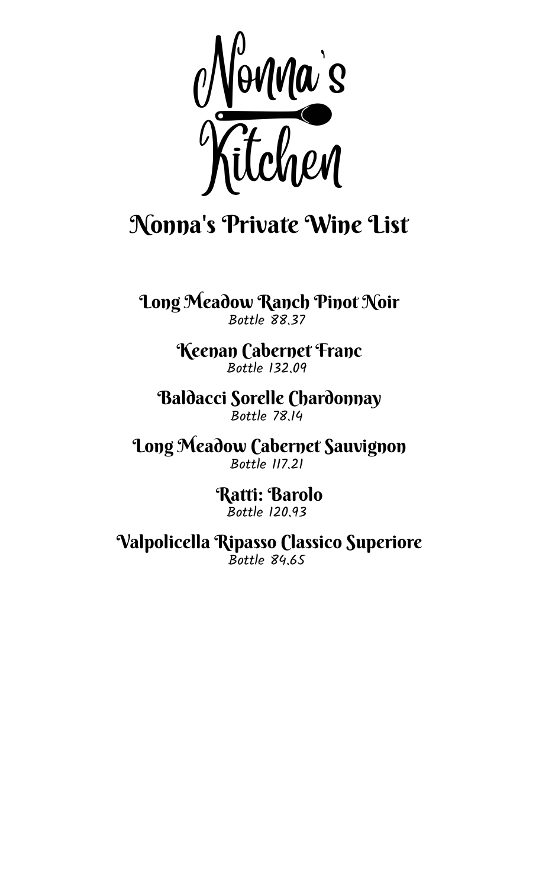# Nonna's Kitchen

## Nonna's Private Wine List

**Long Meadow Ranch Pinot Noir**
*Bottle 88.37*

**Keenan Cabernet Franc**
*Bottle 132.09*

**Baldacci Sorelle Chardonnay**
*Bottle 78.14*

**Long Meadow Cabernet Sauvignon**
*Bottle 117.21*

**Ratti: Barolo**
*Bottle 120.93*

**Valpolicella Ripasso Classico Superiore**
*Bottle 84.65*